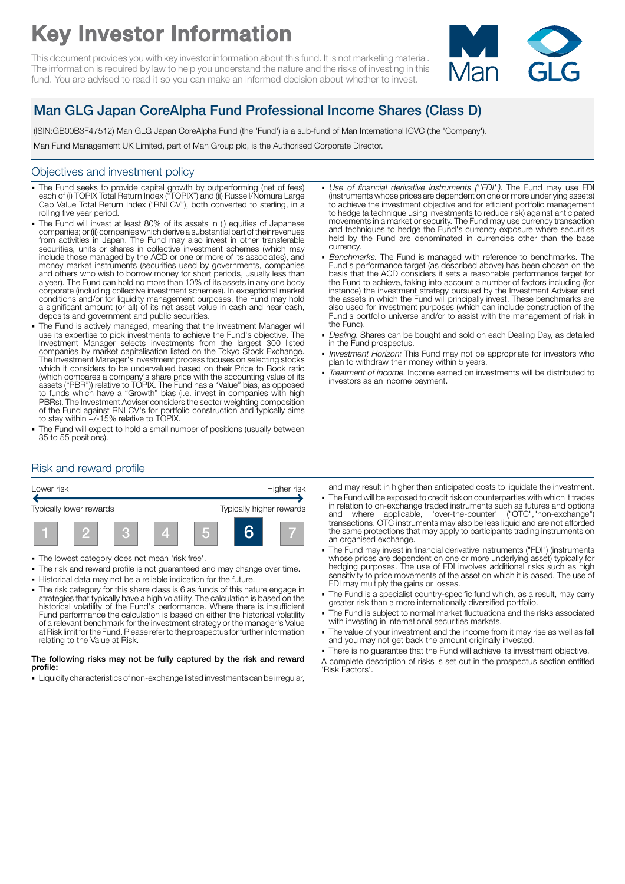# Key Investor Information

This document provides you with key investor information about this fund. It is not marketing material. The information is required by law to help you understand the nature and the risks of investing in this fund. You are advised to read it so you can make an informed decision about whether to invest.

## Man GLG Japan CoreAlpha Fund Professional Income Shares (Class D)

(ISIN:GB00B3F47512) Man GLG Japan CoreAlpha Fund (the 'Fund') is a sub-fund of Man International ICVC (the 'Company').

Man Fund Management UK Limited, part of Man Group plc, is the Authorised Corporate Director.

## Objectives and investment policy

- The Fund seeks to provide capital growth by outperforming (net of fees) each of (i) TOPIX Total Return Index ("TOPIX") and (ii) Russell/Nomura Large Cap Value Total Return Index ("RNLCV"), both converted to sterling, in a rolling five year period.
- The Fund will invest at least 80% of its assets in (i) equities of Japanese companies; or (ii) companies which derive a substantial part of their revenues from activities in Japan. The Fund may also invest in other transferable securities, units or shares in collective investment schemes (which may include those managed by the ACD or one or more of its associates), and money market instruments (securities used by governments, companies and others who wish to borrow money for short periods, usually less than a year). The Fund can hold no more than 10% of its assets in any one body corporate (including collective investment schemes). In exceptional market conditions and/or for liquidity management purposes, the Fund may hold a significant amount (or all) of its net asset value in cash and near cash, deposits and government and public securities.
- The Fund is actively managed, meaning that the Investment Manager will use its expertise to pick investments to achieve the Fund's objective. The Investment Manager selects investments from the largest 300 listed companies by market capitalisation listed on the Tokyo Stock Exchange. The Investment Manager's investment process focuses on selecting stocks which it considers to be undervalued based on their Price to Book ratio (which compares a company's share price with the accounting value of its assets ("PBR")) relative to TOPIX. The Fund has a "Value" bias, as opposed to funds which have a "Growth" bias (i.e. invest in companies with high PBRs). The Investment Adviser considers the sector weighting composition of the Fund against RNLCV's for portfolio construction and typically aims to stay within +/-15% relative to TOPIX.
- The Fund will expect to hold a small number of positions (usually between 35 to 55 positions).
- *Use of financial derivative instruments ("FDI").* The Fund may use FDI (instruments whose prices are dependent on one or more underlying assets) to achieve the investment objective and for efficient portfolio management to hedge (a technique using investments to reduce risk) against anticipated movements in a market or security. The Fund may use currency transaction and techniques to hedge the Fund's currency exposure where securities held by the Fund are denominated in currencies other than the base currency.
- *Benchmarks.* The Fund is managed with reference to benchmarks. The Fund's performance target (as described above) has been chosen on the basis that the ACD considers it sets a reasonable performance target for the Fund to achieve, taking into account a number of factors including (for instance) the investment strategy pursued by the Investment Adviser and the assets in which the Fund will principally invest. These benchmarks are also used for investment purposes (which can include construction of the Fund's portfolio universe and/or to assist with the management of risk in the Fund).
- *Dealing.* Shares can be bought and sold on each Dealing Day, as detailed in the Fund prospectus.
- *Investment Horizon:* This Fund may not be appropriate for investors who plan to withdraw their money within 5 years.
- *Treatment of income.* Income earned on investments will be distributed to investors as an income payment.

## Risk and reward profile

| Lower risk | | | | | | Higher risk |
|---|---|---|---|---|---|---|
| Typically lower rewards | | | | | | Typically higher rewards |
| 1 | 2 | 3 | 4 | 5 | **6** | 7 |

- The lowest category does not mean 'risk free'.
- The risk and reward profile is not guaranteed and may change over time.
- Historical data may not be a reliable indication for the future.
- The risk category for this share class is 6 as funds of this nature engage in strategies that typically have a high volatility. The calculation is based on the historical volatility of the Fund's performance. Where there is insufficient Fund performance the calculation is based on either the historical volatility of a relevant benchmark for the investment strategy or the manager's Value at Risk limit for the Fund. Please refer to the prospectus for further information relating to the Value at Risk.

**The following risks may not be fully captured by the risk and reward profile:**

- Liquidity characteristics of non-exchange listed investments can be irregular, and may result in higher than anticipated costs to liquidate the investment.
- The Fund will be exposed to credit risk on counterparties with which it trades in relation to on-exchange traded instruments such as futures and options and where applicable, 'over-the-counter' ("OTC","non-exchange") transactions. OTC instruments may also be less liquid and are not afforded the same protections that may apply to participants trading instruments on an organised exchange.
- The Fund may invest in financial derivative instruments ("FDI") (instruments whose prices are dependent on one or more underlying asset) typically for hedging purposes. The use of FDI involves additional risks such as high sensitivity to price movements of the asset on which it is based. The use of FDI may multiply the gains or losses.
- The Fund is a specialist country-specific fund which, as a result, may carry greater risk than a more internationally diversified portfolio.
- The Fund is subject to normal market fluctuations and the risks associated with investing in international securities markets.
- The value of your investment and the income from it may rise as well as fall and you may not get back the amount originally invested.
- There is no guarantee that the Fund will achieve its investment objective.

A complete description of risks is set out in the prospectus section entitled 'Risk Factors'.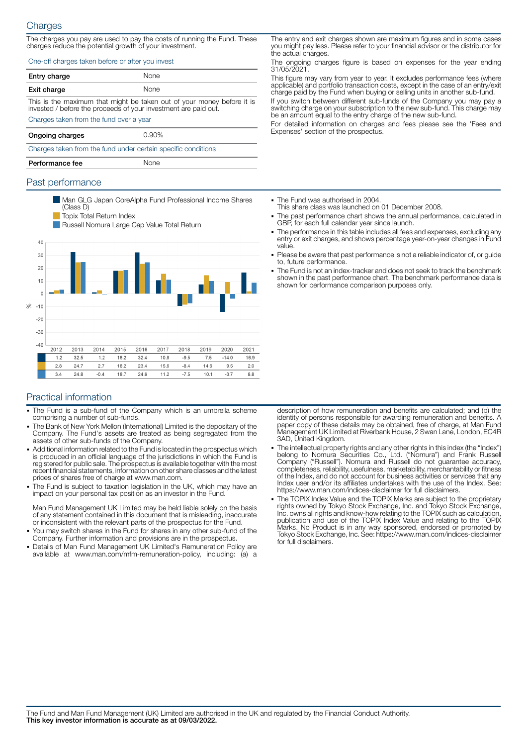## Charges

The charges you pay are used to pay the costs of running the Fund. These charges reduce the potential growth of your investment.

One-off charges taken before or after you invest

| | |
|---|---|
| **Entry charge** | None |
| **Exit charge** | None |

This is the maximum that might be taken out of your money before it is invested / before the proceeds of your investment are paid out.

Charges taken from the fund over a year

| | |
|---|---|
| **Ongoing charges** | 0.90% |

Charges taken from the fund under certain specific conditions

| | |
|---|---|
| **Performance fee** | None |

The entry and exit charges shown are maximum figures and in some cases you might pay less. Please refer to your financial advisor or the distributor for the actual charges.

The ongoing charges figure is based on expenses for the year ending 31/05/2021.

This figure may vary from year to year. It excludes performance fees (where applicable) and portfolio transaction costs, except in the case of an entry/exit charge paid by the Fund when buying or selling units in another sub-fund.

If you switch between different sub-funds of the Company you may pay a switching charge on your subscription to the new sub-fund. This charge may be an amount equal to the entry charge of the new sub-fund.

For detailed information on charges and fees please see the 'Fees and Expenses' section of the prospectus.

## Past performance

Man GLG Japan CoreAlpha Fund Professional Income Shares (Class D)
Topix Total Return Index
Russell Nomura Large Cap Value Total Return

40
30
20
10
0
-10
-20
-30
-40
%

2012 2013 2014 2015 2016 2017 2018 2019 2020 2021
1.2 32.5 1.2 18.2 32.4 10.8 -9.5 7.5 -14.0 16.9
2.8 24.7 2.7 18.2 23.4 15.6 -8.4 14.6 9.5 2.0
3.4 24.8 -0.4 18.7 24.6 11.2 -7.5 10.1 -3.7 8.8

- The Fund was authorised in 2004.
  This share class was launched on 01 December 2008.
- The past performance chart shows the annual performance, calculated in GBP, for each full calendar year since launch.
- The performance in this table includes all fees and expenses, excluding any entry or exit charges, and shows percentage year-on-year changes in Fund value.
- Please be aware that past performance is not a reliable indicator of, or guide to, future performance.
- The Fund is not an index-tracker and does not seek to track the benchmark shown in the past performance chart. The benchmark performance data is shown for performance comparison purposes only.

## Practical information

- The Fund is a sub-fund of the Company which is an umbrella scheme comprising a number of sub-funds.
- The Bank of New York Mellon (International) Limited is the depositary of the Company. The Fund's assets are treated as being segregated from the assets of other sub-funds of the Company.
- Additional information related to the Fund is located in the prospectus which is produced in an official language of the jurisdictions in which the Fund is registered for public sale. The prospectus is available together with the most recent financial statements, information on other share classes and the latest prices of shares free of charge at www.man.com.
- The Fund is subject to taxation legislation in the UK, which may have an impact on your personal tax position as an investor in the Fund.

  Man Fund Management UK Limited may be held liable solely on the basis of any statement contained in this document that is misleading, inaccurate or inconsistent with the relevant parts of the prospectus for the Fund.
- You may switch shares in the Fund for shares in any other sub-fund of the Company. Further information and provisions are in the prospectus.
- Details of Man Fund Management UK Limited's Remuneration Policy are available at www.man.com/mfm-remuneration-policy, including: (a) a description of how remuneration and benefits are calculated; and (b) the identity of persons responsible for awarding remuneration and benefits. A paper copy of these details may be obtained, free of charge, at Man Fund Management UK Limited at Riverbank House, 2 Swan Lane, London, EC4R 3AD, United Kingdom.
- The intellectual property rights and any other rights in this index (the "Index") belong to Nomura Securities Co., Ltd. ("Nomura") and Frank Russell Company ("Russell"). Nomura and Russell do not guarantee accuracy, completeness, reliability, usefulness, marketability, merchantability or fitness of the Index, and do not account for business activities or services that any Index user and/or its affiliates undertakes with the use of the Index. See: https://www.man.com/indices-disclaimer for full disclaimers.
- The TOPIX Index Value and the TOPIX Marks are subject to the proprietary rights owned by Tokyo Stock Exchange, Inc. and Tokyo Stock Exchange, Inc. owns all rights and know-how relating to the TOPIX such as calculation, publication and use of the TOPIX Index Value and relating to the TOPIX Marks. No Product is in any way sponsored, endorsed or promoted by Tokyo Stock Exchange, Inc. See: https://www.man.com/indices-disclaimer for full disclaimers.

The Fund and Man Fund Management (UK) Limited are authorised in the UK and regulated by the Financial Conduct Authority.
**This key investor information is accurate as at 09/03/2022.**